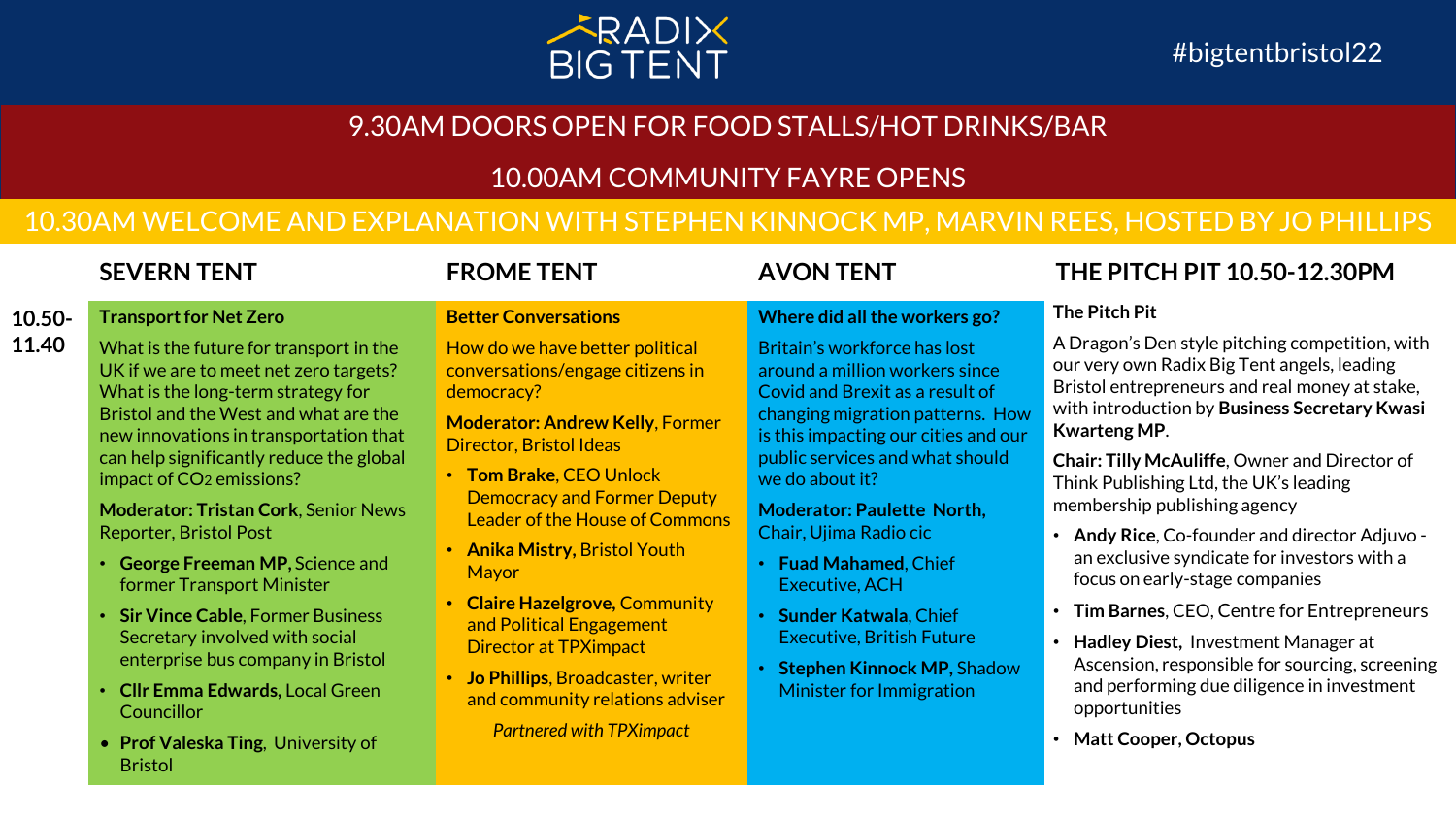# RADIX BIG TENT

#bigtentbristol22

## 9.30AM DOORS OPEN FOR FOOD STALLS/HOT DRINKS/BAR

## 10.00AM COMMUNITY FAYRE OPENS

## 10.30AM WELCOME AND EXPLANATION WITH STEPHEN KINNOCK MP, MARVIN REES, HOSTED BY JO PHILLIPS

**10.50-11.40**

## SEVERN TENT

**Transport for Net Zero**

What is the future for transport in the UK if we are to meet net zero targets? What is the long-term strategy for Bristol and the West and what are the new innovations in transportation that can help significantly reduce the global impact of $CO_2$ emissions?

**Moderator: Tristan Cork**, Senior News Reporter, Bristol Post

- **George Freeman MP,** Science and former Transport Minister
- **Sir Vince Cable**, Former Business Secretary involved with social enterprise bus company in Bristol
- **Cllr Emma Edwards,** Local Green Councillor
- **Prof Valeska Ting**, University of Bristol

## FROME TENT

**Better Conversations**

How do we have better political conversations/engage citizens in democracy?

**Moderator: Andrew Kelly**, Former Director, Bristol Ideas

- **Tom Brake**, CEO Unlock Democracy and Former Deputy Leader of the House of Commons
- **Anika Mistry,** Bristol Youth Mayor
- **Claire Hazelgrove,** Community and Political Engagement Director at TPXimpact
- **Jo Phillips**, Broadcaster, writer and community relations adviser

*Partnered with TPXimpact*

## AVON TENT

**Where did all the workers go?**

Britain's workforce has lost around a million workers since Covid and Brexit as a result of changing migration patterns. How is this impacting our cities and our public services and what should we do about it?

**Moderator: Paulette North,** Chair, Ujima Radio cic

- **Fuad Mahamed**, Chief Executive, ACH
- **Sunder Katwala**, Chief Executive, British Future
- **Stephen Kinnock MP,** Shadow Minister for Immigration

## THE PITCH PIT 10.50-12.30PM

**The Pitch Pit**

A Dragon's Den style pitching competition, with our very own Radix Big Tent angels, leading Bristol entrepreneurs and real money at stake, with introduction by **Business Secretary Kwasi Kwarteng MP**.

**Chair: Tilly McAuliffe**, Owner and Director of Think Publishing Ltd, the UK's leading membership publishing agency

- **Andy Rice**, Co-founder and director Adjuvo - an exclusive syndicate for investors with a focus on early-stage companies
- **Tim Barnes**, CEO, Centre for Entrepreneurs
- **Hadley Diest,** Investment Manager at Ascension, responsible for sourcing, screening and performing due diligence in investment opportunities
- **Matt Cooper, Octopus**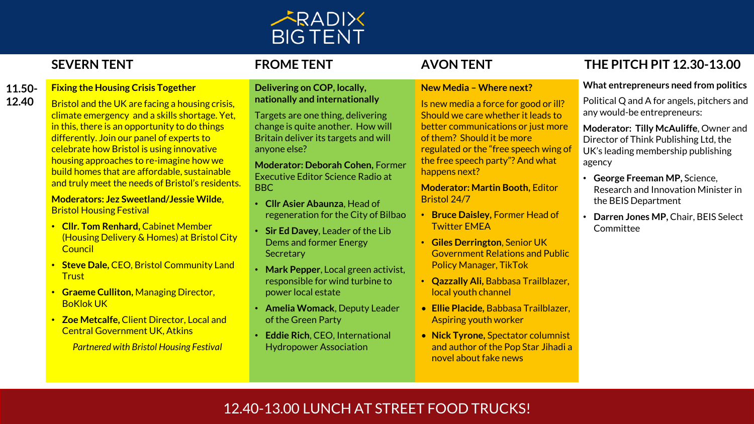# RADIX BIG TENT

**11.50-12.40**

## SEVERN TENT

### Fixing the Housing Crisis Together

Bristol and the UK are facing a housing crisis, climate emergency and a skills shortage. Yet, in this, there is an opportunity to do things differently. Join our panel of experts to celebrate how Bristol is using innovative housing approaches to re-imagine how we build homes that are affordable, sustainable and truly meet the needs of Bristol's residents.

**Moderators: Jez Sweetland/Jessie Wilde**, Bristol Housing Festival

- **Cllr. Tom Renhard,** Cabinet Member (Housing Delivery & Homes) at Bristol City Council
- **Steve Dale,** CEO, Bristol Community Land Trust
- **Graeme Culliton,** Managing Director, BoKlok UK
- **Zoe Metcalfe,** Client Director, Local and Central Government UK, Atkins

*Partnered with Bristol Housing Festival*

## FROME TENT

### Delivering on COP, locally, nationally and internationally

Targets are one thing, delivering change is quite another. How will Britain deliver its targets and will anyone else?

**Moderator: Deborah Cohen,** Former Executive Editor Science Radio at BBC

- **Cllr Asier Abaunza**, Head of regeneration for the City of Bilbao
- **Sir Ed Davey**, Leader of the Lib Dems and former Energy Secretary
- **Mark Pepper**, Local green activist, responsible for wind turbine to power local estate
- **Amelia Womack**, Deputy Leader of the Green Party
- **Eddie Rich**, CEO, International Hydropower Association

## AVON TENT

### New Media – Where next?

Is new media a force for good or ill? Should we care whether it leads to better communications or just more of them? Should it be more regulated or the "free speech wing of the free speech party"? And what happens next?

**Moderator: Martin Booth,** Editor Bristol 24/7

- **Bruce Daisley,** Former Head of Twitter EMEA
- **Giles Derrington**, Senior UK Government Relations and Public Policy Manager, TikTok
- **Qazzally Ali,** Babbasa Trailblazer, local youth channel
- **Ellie Placide,** Babbasa Trailblazer, Aspiring youth worker
- **Nick Tyrone,** Spectator columnist and author of the Pop Star Jihadi a novel about fake news

## THE PITCH PIT 12.30-13.00

### What entrepreneurs need from politics

Political Q and A for angels, pitchers and any would-be entrepreneurs:

**Moderator: Tilly McAuliffe**, Owner and Director of Think Publishing Ltd, the UK's leading membership publishing agency

- **George Freeman MP,** Science, Research and Innovation Minister in the BEIS Department
- **Darren Jones MP,** Chair, BEIS Select Committee

**12.40-13.00 LUNCH AT STREET FOOD TRUCKS!**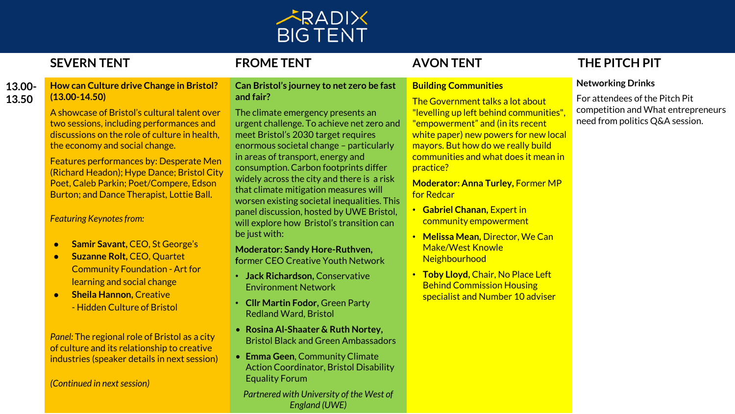# RADIX BIG TENT

**13.00-13.50**

## SEVERN TENT

**How can Culture drive Change in Bristol? (13.00-14.50)**

A showcase of Bristol's cultural talent over two sessions, including performances and discussions on the role of culture in health, the economy and social change.

Features performances by: Desperate Men (Richard Headon); Hype Dance; Bristol City Poet, Caleb Parkin; Poet/Compere, Edson Burton; and Dance Therapist, Lottie Ball.

*Featuring Keynotes from:*

- **Samir Savant,** CEO, St George's
- **Suzanne Rolt,** CEO, Quartet Community Foundation - Art for learning and social change
- **Sheila Hannon,** Creative - Hidden Culture of Bristol

*Panel:* The regional role of Bristol as a city of culture and its relationship to creative industries (speaker details in next session)

*(Continued in next session)*

## FROME TENT

**Can Bristol's journey to net zero be fast and fair?**

The climate emergency presents an urgent challenge. To achieve net zero and meet Bristol's 2030 target requires enormous societal change – particularly in areas of transport, energy and consumption. Carbon footprints differ widely across the city and there is a risk that climate mitigation measures will worsen existing societal inequalities. This panel discussion, hosted by UWE Bristol, will explore how Bristol's transition can be just with:

**Moderator: Sandy Hore-Ruthven,** former CEO Creative Youth Network

- **Jack Richardson,** Conservative Environment Network
- **Cllr Martin Fodor,** Green Party Redland Ward, Bristol
- **Rosina Al-Shaater & Ruth Nortey,** Bristol Black and Green Ambassadors
- **Emma Geen,** Community Climate Action Coordinator, Bristol Disability Equality Forum

*Partnered with University of the West of England (UWE)*

## AVON TENT

**Building Communities**

The Government talks a lot about "levelling up left behind communities", "empowerment" and (in its recent white paper) new powers for new local mayors. But how do we really build communities and what does it mean in practice?

**Moderator: Anna Turley,** Former MP for Redcar

- **Gabriel Chanan,** Expert in community empowerment
- **Melissa Mean,** Director, We Can Make/West Knowle Neighbourhood
- **Toby Lloyd,** Chair, No Place Left Behind Commission Housing specialist and Number 10 adviser

## THE PITCH PIT

**Networking Drinks**

For attendees of the Pitch Pit competition and What entrepreneurs need from politics Q&A session.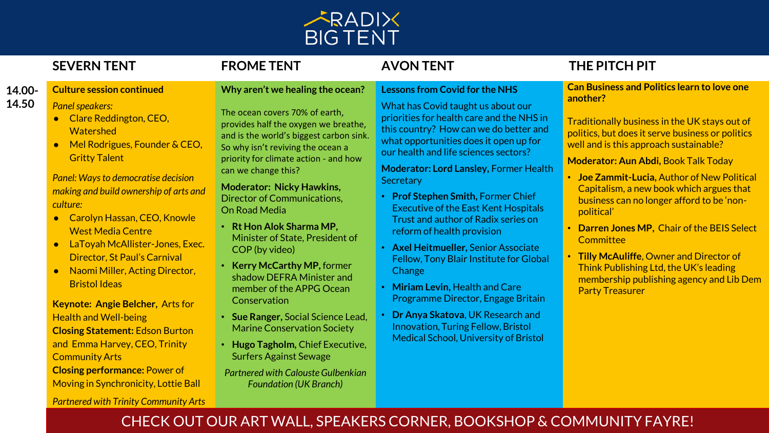# RADIX BIG TENT

**14.00-14.50**

## SEVERN TENT

**Culture session continued**

*Panel speakers:*

- Clare Reddington, CEO, Watershed
- Mel Rodrigues, Founder & CEO, Gritty Talent

*Panel: Ways to democratise decision making and build ownership of arts and culture:*

- Carolyn Hassan, CEO, Knowle West Media Centre
- LaToyah McAllister-Jones, Exec. Director, St Paul's Carnival
- Naomi Miller, Acting Director, Bristol Ideas

**Keynote: Angie Belcher,** Arts for Health and Well-being
**Closing Statement:** Edson Burton and Emma Harvey, CEO, Trinity Community Arts
**Closing performance:** Power of Moving in Synchronicity, Lottie Ball

*Partnered with Trinity Community Arts*

## FROME TENT

**Why aren't we healing the ocean?**

The ocean covers 70% of earth, provides half the oxygen we breathe, and is the world's biggest carbon sink. So why isn't reviving the ocean a priority for climate action - and how can we change this?

**Moderator: Nicky Hawkins,** Director of Communications, On Road Media

- **Rt Hon Alok Sharma MP,** Minister of State, President of COP (by video)
- **Kerry McCarthy MP,** former shadow DEFRA Minister and member of the APPG Ocean Conservation
- **Sue Ranger,** Social Science Lead, Marine Conservation Society
- **Hugo Tagholm,** Chief Executive, Surfers Against Sewage

*Partnered with Calouste Gulbenkian Foundation (UK Branch)*

## AVON TENT

**Lessons from Covid for the NHS**

What has Covid taught us about our priorities for health care and the NHS in this country? How can we do better and what opportunities does it open up for our health and life sciences sectors?

**Moderator: Lord Lansley,** Former Health Secretary

- **Prof Stephen Smith,** Former Chief Executive of the East Kent Hospitals Trust and author of Radix series on reform of health provision
- **Axel Heitmueller,** Senior Associate Fellow, Tony Blair Institute for Global Change
- **Miriam Levin,** Health and Care Programme Director, Engage Britain
- **Dr Anya Skatova,** UK Research and Innovation, Turing Fellow, Bristol Medical School, University of Bristol

## THE PITCH PIT

**Can Business and Politics learn to love one another?**

Traditionally business in the UK stays out of politics, but does it serve business or politics well and is this approach sustainable?

**Moderator: Aun Abdi,** Book Talk Today

- **Joe Zammit-Lucia,** Author of New Political Capitalism, a new book which argues that business can no longer afford to be 'non-political'
- **Darren Jones MP,** Chair of the BEIS Select Committee
- **Tilly McAuliffe,** Owner and Director of Think Publishing Ltd, the UK's leading membership publishing agency and Lib Dem Party Treasurer

CHECK OUT OUR ART WALL, SPEAKERS CORNER, BOOKSHOP & COMMUNITY FAYRE!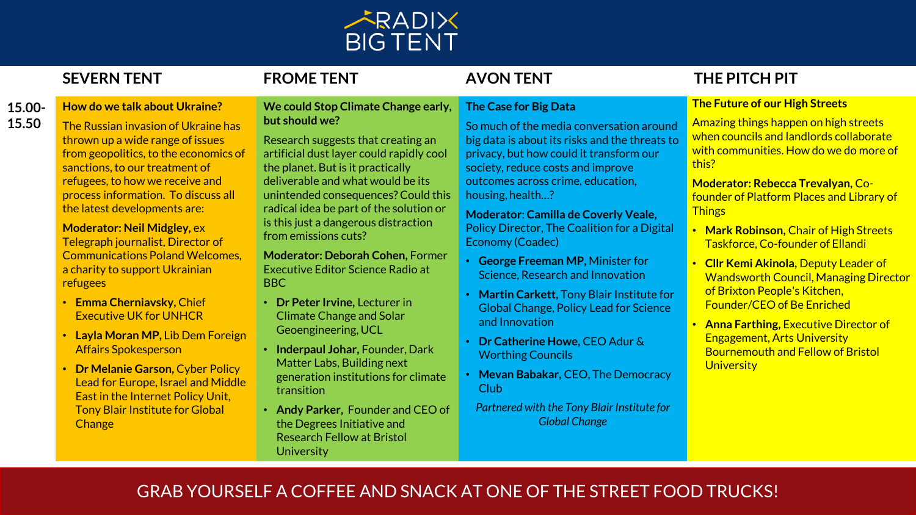# RADIX BIG TENT

## 15.00-15.50

### SEVERN TENT

**How do we talk about Ukraine?**

The Russian invasion of Ukraine has thrown up a wide range of issues from geopolitics, to the economics of sanctions, to our treatment of refugees, to how we receive and process information. To discuss all the latest developments are:

**Moderator: Neil Midgley,** ex Telegraph journalist, Director of Communications Poland Welcomes, a charity to support Ukrainian refugees

- **Emma Cherniavsky,** Chief Executive UK for UNHCR
- **Layla Moran MP,** Lib Dem Foreign Affairs Spokesperson
- **Dr Melanie Garson,** Cyber Policy Lead for Europe, Israel and Middle East in the Internet Policy Unit, Tony Blair Institute for Global Change

### FROME TENT

**We could Stop Climate Change early, but should we?**

Research suggests that creating an artificial dust layer could rapidly cool the planet. But is it practically deliverable and what would be its unintended consequences? Could this radical idea be part of the solution or is this just a dangerous distraction from emissions cuts?

**Moderator: Deborah Cohen,** Former Executive Editor Science Radio at BBC

- **Dr Peter Irvine,** Lecturer in Climate Change and Solar Geoengineering, UCL
- **Inderpaul Johar,** Founder, Dark Matter Labs, Building next generation institutions for climate transition
- **Andy Parker,** Founder and CEO of the Degrees Initiative and Research Fellow at Bristol University

### AVON TENT

**The Case for Big Data**

So much of the media conversation around big data is about its risks and the threats to privacy, but how could it transform our society, reduce costs and improve outcomes across crime, education, housing, health…?

**Moderator: Camilla de Coverly Veale,** Policy Director, The Coalition for a Digital Economy (Coadec)

- **George Freeman MP,** Minister for Science, Research and Innovation
- **Martin Carkett,** Tony Blair Institute for Global Change, Policy Lead for Science and Innovation
- **Dr Catherine Howe,** CEO Adur & Worthing Councils
- **Mevan Babakar,** CEO, The Democracy Club

*Partnered with the Tony Blair Institute for Global Change*

### THE PITCH PIT

**The Future of our High Streets**

Amazing things happen on high streets when councils and landlords collaborate with communities. How do we do more of this?

**Moderator: Rebecca Trevalyan,** Co-founder of Platform Places and Library of Things

- **Mark Robinson,** Chair of High Streets Taskforce, Co-founder of Ellandi
- **Cllr Kemi Akinola,** Deputy Leader of Wandsworth Council, Managing Director of Brixton People's Kitchen, Founder/CEO of Be Enriched
- **Anna Farthing,** Executive Director of Engagement, Arts University Bournemouth and Fellow of Bristol University

GRAB YOURSELF A COFFEE AND SNACK AT ONE OF THE STREET FOOD TRUCKS!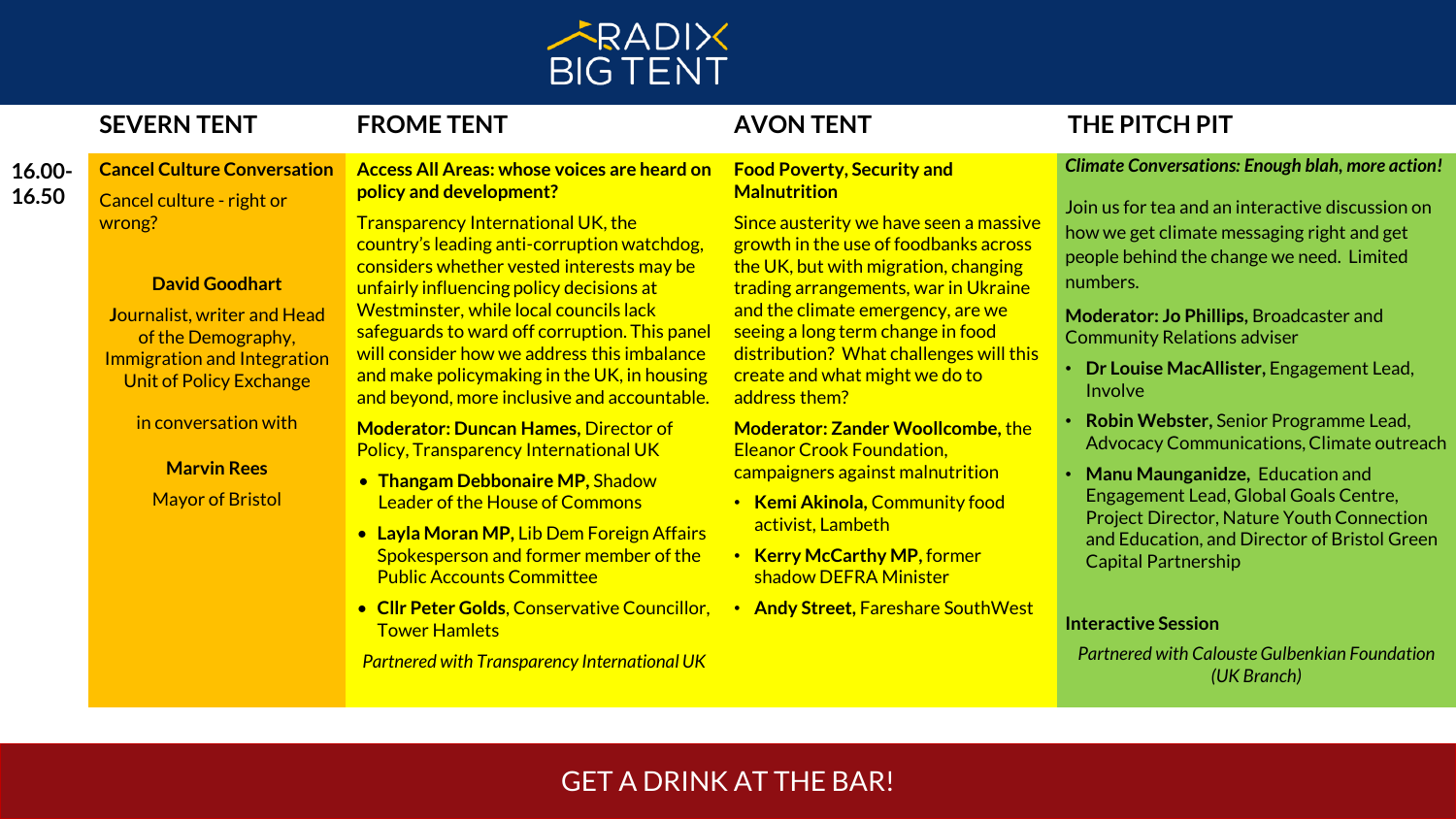# RADIX BIG TENT

**16.00-16.50**

## SEVERN TENT

**Cancel Culture Conversation**

Cancel culture - right or wrong?

**David Goodhart**

Journalist, writer and Head of the Demography, Immigration and Integration Unit of Policy Exchange

in conversation with

**Marvin Rees**

Mayor of Bristol

## FROME TENT

**Access All Areas: whose voices are heard on policy and development?**

Transparency International UK, the country's leading anti-corruption watchdog, considers whether vested interests may be unfairly influencing policy decisions at Westminster, while local councils lack safeguards to ward off corruption. This panel will consider how we address this imbalance and make policymaking in the UK, in housing and beyond, more inclusive and accountable.

**Moderator: Duncan Hames,** Director of Policy, Transparency International UK

- **Thangam Debbonaire MP,** Shadow Leader of the House of Commons
- **Layla Moran MP,** Lib Dem Foreign Affairs Spokesperson and former member of the Public Accounts Committee
- **Cllr Peter Golds**, Conservative Councillor, Tower Hamlets

*Partnered with Transparency International UK*

## AVON TENT

**Food Poverty, Security and Malnutrition**

Since austerity we have seen a massive growth in the use of foodbanks across the UK, but with migration, changing trading arrangements, war in Ukraine and the climate emergency, are we seeing a long term change in food distribution? What challenges will this create and what might we do to address them?

**Moderator: Zander Woollcombe,** the Eleanor Crook Foundation, campaigners against malnutrition

- **Kemi Akinola,** Community food activist, Lambeth
- **Kerry McCarthy MP,** former shadow DEFRA Minister
- **Andy Street,** Fareshare SouthWest

## THE PITCH PIT

***Climate Conversations: Enough blah, more action!***

Join us for tea and an interactive discussion on how we get climate messaging right and get people behind the change we need. Limited numbers.

**Moderator: Jo Phillips,** Broadcaster and Community Relations adviser

- **Dr Louise MacAllister,** Engagement Lead, Involve
- **Robin Webster,** Senior Programme Lead, Advocacy Communications, Climate outreach
- **Manu Maunganidze,** Education and Engagement Lead, Global Goals Centre, Project Director, Nature Youth Connection and Education, and Director of Bristol Green Capital Partnership

**Interactive Session**

*Partnered with Calouste Gulbenkian Foundation (UK Branch)*

GET A DRINK AT THE BAR!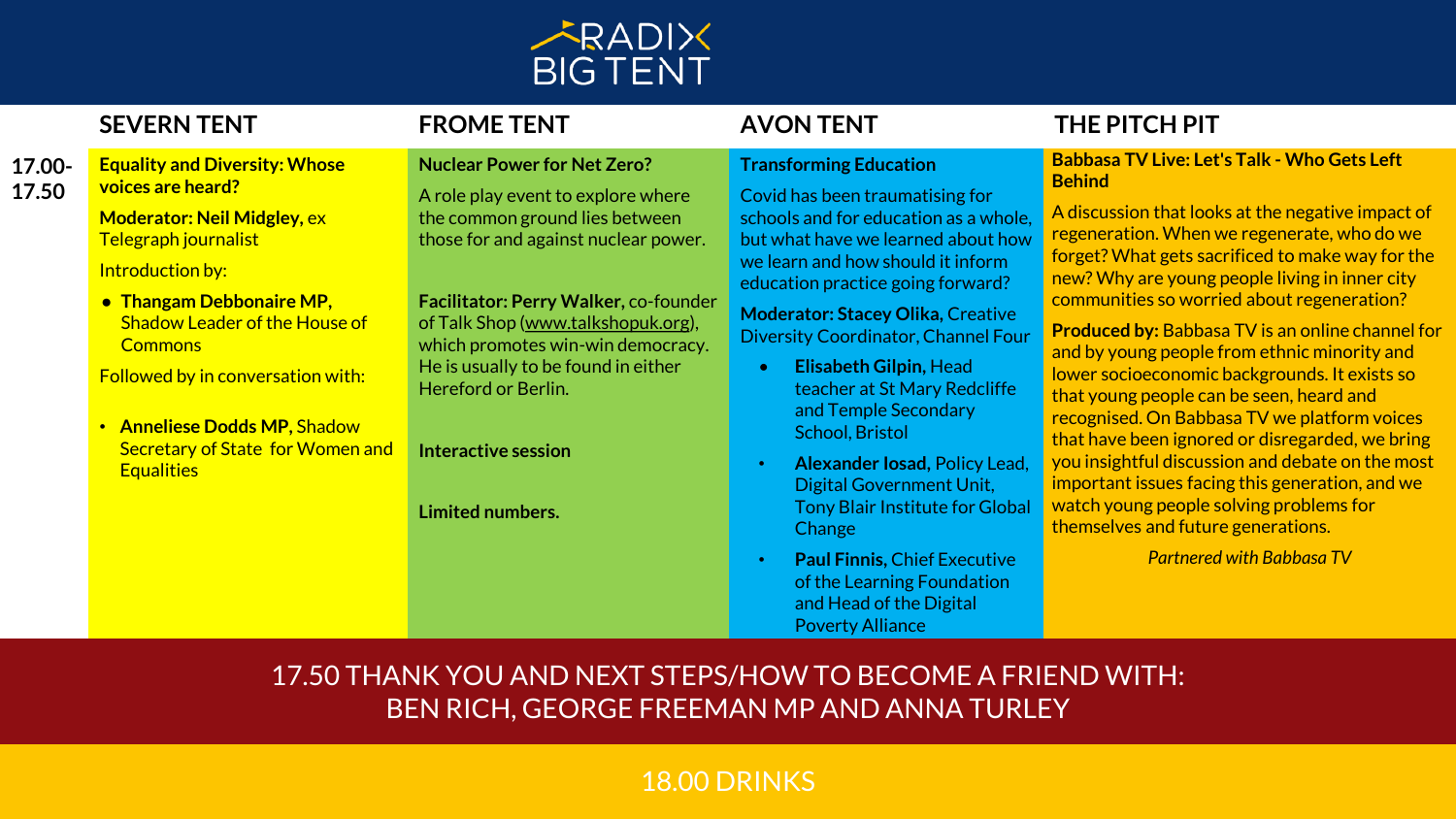# RADIX BIG TENT

**17.00-17.50**

## SEVERN TENT

**Equality and Diversity: Whose voices are heard?**

**Moderator: Neil Midgley,** ex Telegraph journalist

Introduction by:

- **Thangam Debbonaire MP,** Shadow Leader of the House of Commons

Followed by in conversation with:

- **Anneliese Dodds MP,** Shadow Secretary of State for Women and Equalities

## FROME TENT

**Nuclear Power for Net Zero?**

A role play event to explore where the common ground lies between those for and against nuclear power.

**Facilitator: Perry Walker,** co-founder of Talk Shop (www.talkshopuk.org), which promotes win-win democracy. He is usually to be found in either Hereford or Berlin.

**Interactive session**

**Limited numbers.**

## AVON TENT

**Transforming Education**

Covid has been traumatising for schools and for education as a whole, but what have we learned about how we learn and how should it inform education practice going forward?

**Moderator: Stacey Olika,** Creative Diversity Coordinator, Channel Four

- **Elisabeth Gilpin,** Head teacher at St Mary Redcliffe and Temple Secondary School, Bristol
- **Alexander Iosad,** Policy Lead, Digital Government Unit, Tony Blair Institute for Global Change
- **Paul Finnis,** Chief Executive of the Learning Foundation and Head of the Digital Poverty Alliance

## THE PITCH PIT

**Babbasa TV Live: Let's Talk - Who Gets Left Behind**

A discussion that looks at the negative impact of regeneration. When we regenerate, who do we forget? What gets sacrificed to make way for the new? Why are young people living in inner city communities so worried about regeneration?

**Produced by:** Babbasa TV is an online channel for and by young people from ethnic minority and lower socioeconomic backgrounds. It exists so that young people can be seen, heard and recognised. On Babbasa TV we platform voices that have been ignored or disregarded, we bring you insightful discussion and debate on the most important issues facing this generation, and we watch young people solving problems for themselves and future generations.

*Partnered with Babbasa TV*

---

17.50 THANK YOU AND NEXT STEPS/HOW TO BECOME A FRIEND WITH: BEN RICH, GEORGE FREEMAN MP AND ANNA TURLEY

18.00 DRINKS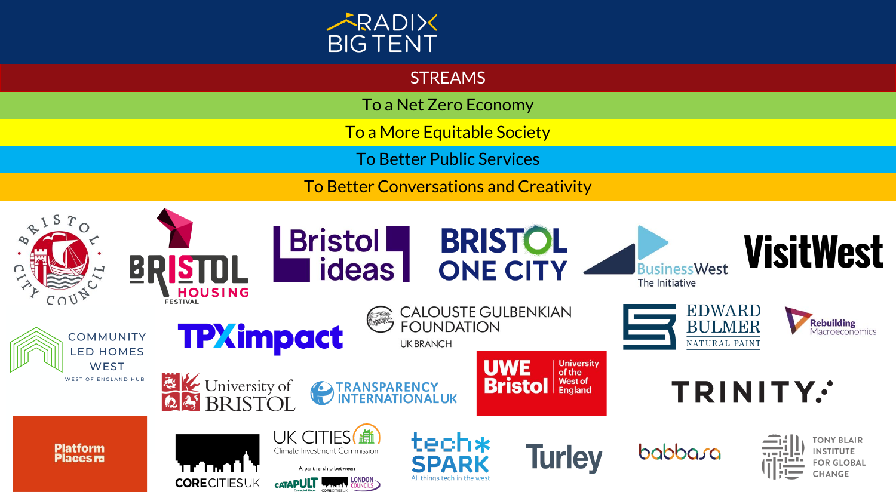# RADIX BIG TENT

## STREAMS

To a Net Zero Economy

To a More Equitable Society

To Better Public Services

To Better Conversations and Creativity

Bristol City Council

Bristol Housing Festival

Bristol Ideas

Bristol One City

Business West The Initiative

VisitWest

Community Led Homes West – West of England Hub

TPXimpact

Calouste Gulbenkian Foundation UK Branch

Edward Bulmer Natural Paint

Rebuilding Macroeconomics

University of Bristol

Transparency International UK

UWE Bristol – University of the West of England

TRINITY

Platform Places

Core Cities UK

UK Cities Climate Investment Commission – A partnership between Catapult Connected Places, Core Cities UK, London Councils

tech* SPARK – All things tech in the west

Turley

babbasa

Tony Blair Institute for Global Change